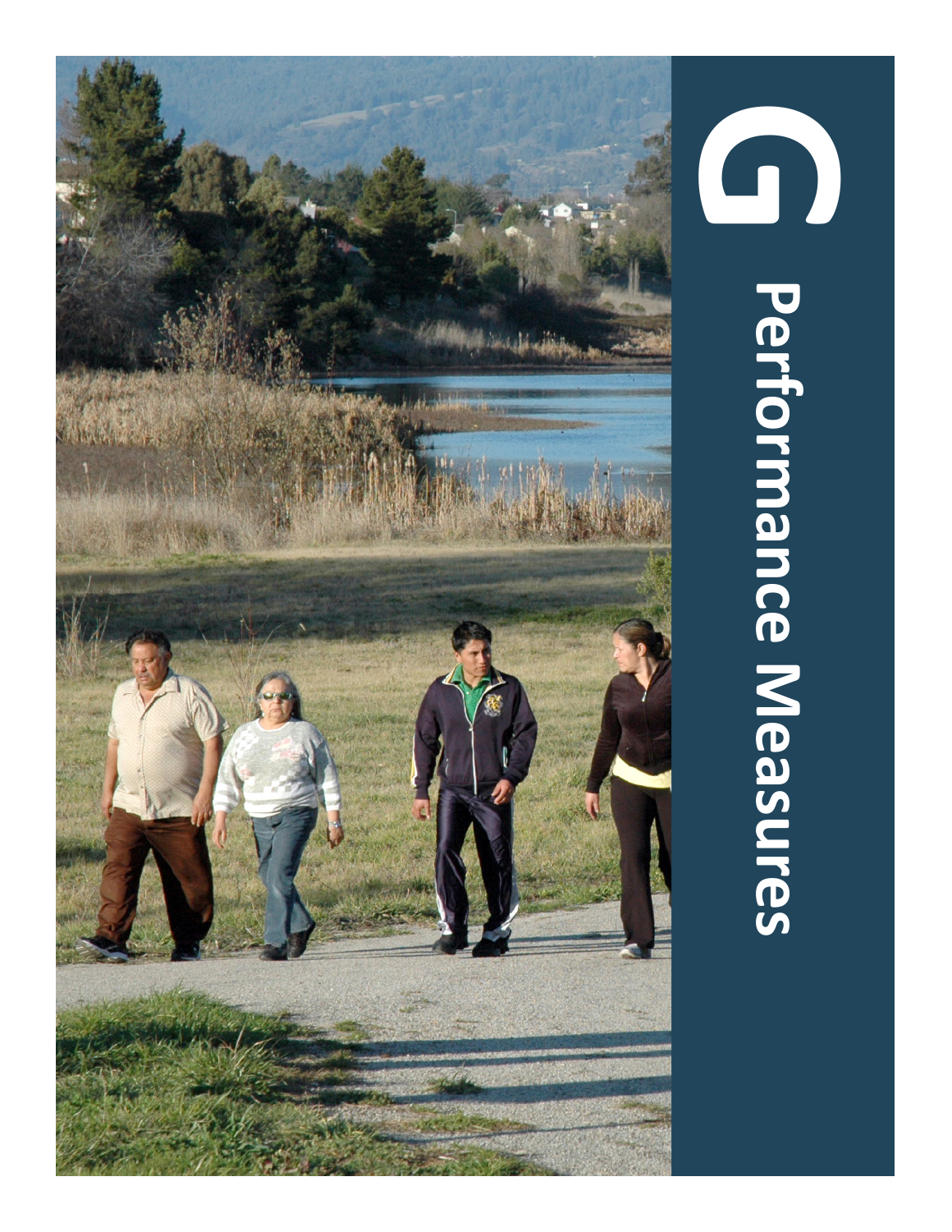# G Performance Measures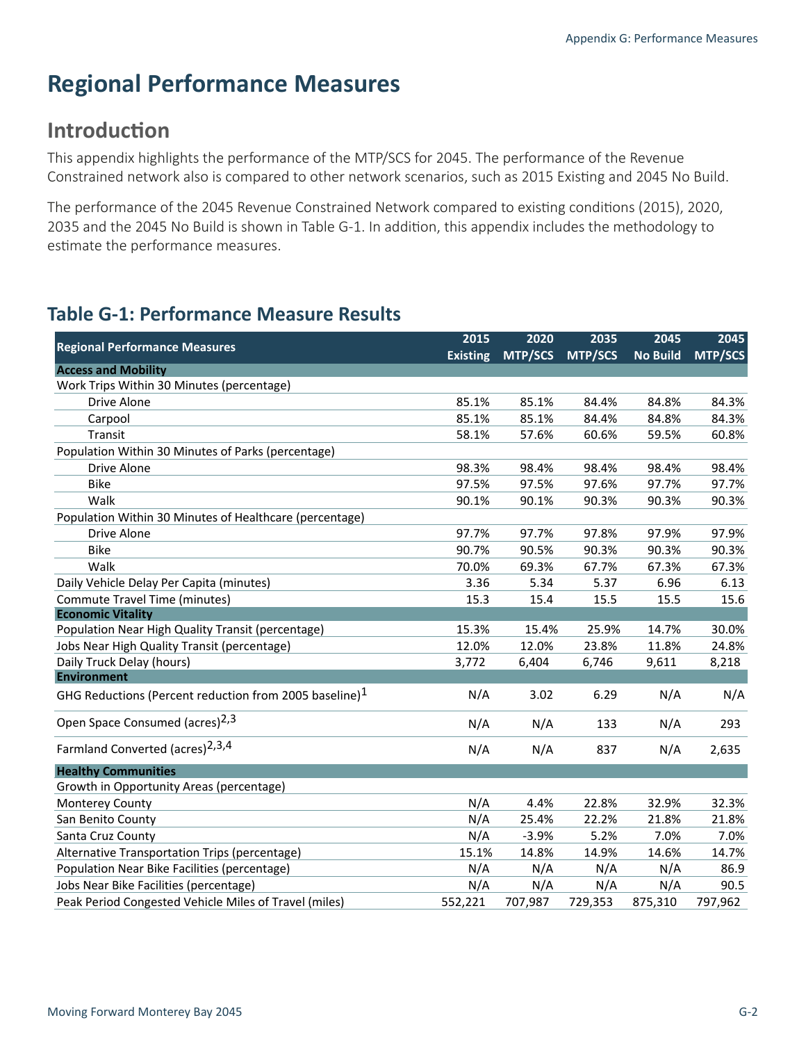# Regional Performance Measures

## Introduction

This appendix highlights the performance of the MTP/SCS for 2045. The performance of the Revenue Constrained network also is compared to other network scenarios, such as 2015 Existing and 2045 No Build.

The performance of the 2045 Revenue Constrained Network compared to existing conditions (2015), 2020, 2035 and the 2045 No Build is shown in Table G-1. In addition, this appendix includes the methodology to estimate the performance measures.

## Table G-1: Performance Measure Results

| Regional Performance Measures | 2015 Existing | 2020 MTP/SCS | 2035 MTP/SCS | 2045 No Build | 2045 MTP/SCS |
|---|---|---|---|---|---|
| **Access and Mobility** | | | | | |
| Work Trips Within 30 Minutes (percentage) | | | | | |
| Drive Alone | 85.1% | 85.1% | 84.4% | 84.8% | 84.3% |
| Carpool | 85.1% | 85.1% | 84.4% | 84.8% | 84.3% |
| Transit | 58.1% | 57.6% | 60.6% | 59.5% | 60.8% |
| Population Within 30 Minutes of Parks (percentage) | | | | | |
| Drive Alone | 98.3% | 98.4% | 98.4% | 98.4% | 98.4% |
| Bike | 97.5% | 97.5% | 97.6% | 97.7% | 97.7% |
| Walk | 90.1% | 90.1% | 90.3% | 90.3% | 90.3% |
| Population Within 30 Minutes of Healthcare (percentage) | | | | | |
| Drive Alone | 97.7% | 97.7% | 97.8% | 97.9% | 97.9% |
| Bike | 90.7% | 90.5% | 90.3% | 90.3% | 90.3% |
| Walk | 70.0% | 69.3% | 67.7% | 67.3% | 67.3% |
| Daily Vehicle Delay Per Capita (minutes) | 3.36 | 5.34 | 5.37 | 6.96 | 6.13 |
| Commute Travel Time (minutes) | 15.3 | 15.4 | 15.5 | 15.5 | 15.6 |
| **Economic Vitality** | | | | | |
| Population Near High Quality Transit (percentage) | 15.3% | 15.4% | 25.9% | 14.7% | 30.0% |
| Jobs Near High Quality Transit (percentage) | 12.0% | 12.0% | 23.8% | 11.8% | 24.8% |
| Daily Truck Delay (hours) | 3,772 | 6,404 | 6,746 | 9,611 | 8,218 |
| **Environment** | | | | | |
| GHG Reductions (Percent reduction from 2005 baseline)[1] | N/A | 3.02 | 6.29 | N/A | N/A |
| Open Space Consumed (acres)[2,3] | N/A | N/A | 133 | N/A | 293 |
| Farmland Converted (acres)[2,3,4] | N/A | N/A | 837 | N/A | 2,635 |
| **Healthy Communities** | | | | | |
| Growth in Opportunity Areas (percentage) | | | | | |
| Monterey County | N/A | 4.4% | 22.8% | 32.9% | 32.3% |
| San Benito County | N/A | 25.4% | 22.2% | 21.8% | 21.8% |
| Santa Cruz County | N/A | -3.9% | 5.2% | 7.0% | 7.0% |
| Alternative Transportation Trips (percentage) | 15.1% | 14.8% | 14.9% | 14.6% | 14.7% |
| Population Near Bike Facilities (percentage) | N/A | N/A | N/A | N/A | 86.9 |
| Jobs Near Bike Facilities (percentage) | N/A | N/A | N/A | N/A | 90.5 |
| Peak Period Congested Vehicle Miles of Travel (miles) | 552,221 | 707,987 | 729,353 | 875,310 | 797,962 |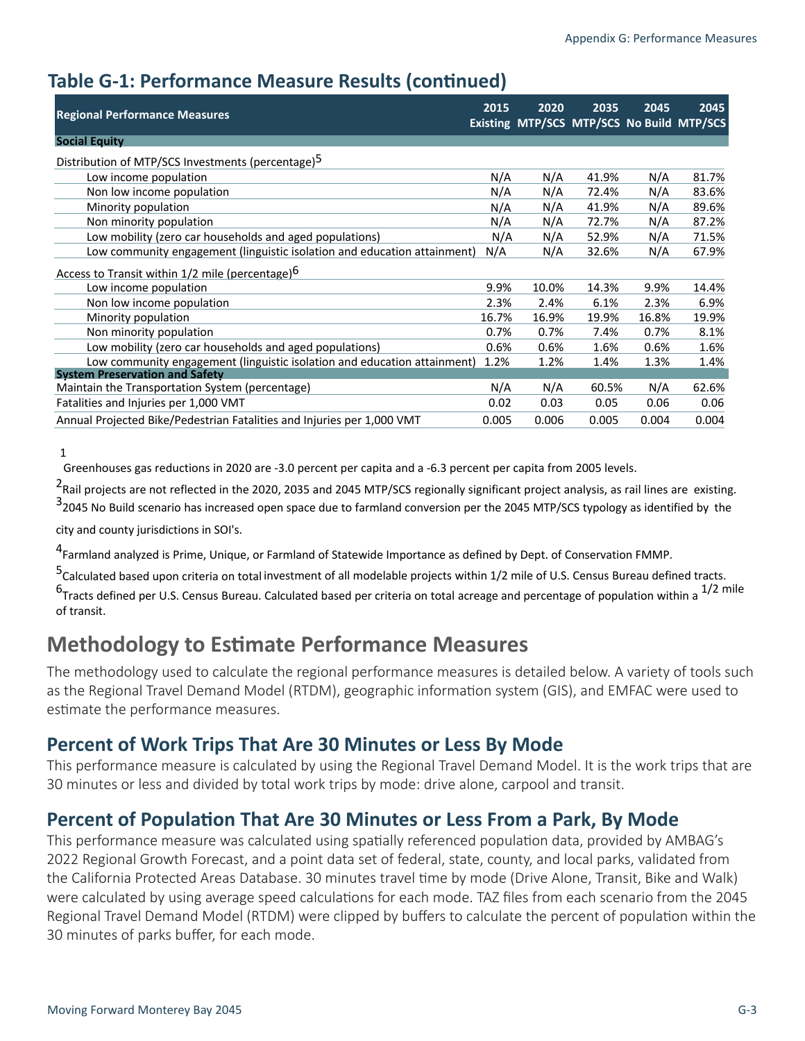## Table G-1: Performance Measure Results (continued)

| Regional Performance Measures | 2015 Existing | 2020 MTP/SCS | 2035 MTP/SCS | 2045 No Build | 2045 MTP/SCS |
|---|---|---|---|---|---|
| **Social Equity** | | | | | |
| Distribution of MTP/SCS Investments (percentage)[5] | | | | | |
| Low income population | N/A | N/A | 41.9% | N/A | 81.7% |
| Non low income population | N/A | N/A | 72.4% | N/A | 83.6% |
| Minority population | N/A | N/A | 41.9% | N/A | 89.6% |
| Non minority population | N/A | N/A | 72.7% | N/A | 87.2% |
| Low mobility (zero car households and aged populations) | N/A | N/A | 52.9% | N/A | 71.5% |
| Low community engagement (linguistic isolation and education attainment) | N/A | N/A | 32.6% | N/A | 67.9% |
| Access to Transit within 1/2 mile (percentage)[6] | | | | | |
| Low income population | 9.9% | 10.0% | 14.3% | 9.9% | 14.4% |
| Non low income population | 2.3% | 2.4% | 6.1% | 2.3% | 6.9% |
| Minority population | 16.7% | 16.9% | 19.9% | 16.8% | 19.9% |
| Non minority population | 0.7% | 0.7% | 7.4% | 0.7% | 8.1% |
| Low mobility (zero car households and aged populations) | 0.6% | 0.6% | 1.6% | 0.6% | 1.6% |
| Low community engagement (linguistic isolation and education attainment) | 1.2% | 1.2% | 1.4% | 1.3% | 1.4% |
| **System Preservation and Safety** | | | | | |
| Maintain the Transportation System (percentage) | N/A | N/A | 60.5% | N/A | 62.6% |
| Fatalities and Injuries per 1,000 VMT | 0.02 | 0.03 | 0.05 | 0.06 | 0.06 |
| Annual Projected Bike/Pedestrian Fatalities and Injuries per 1,000 VMT | 0.005 | 0.006 | 0.005 | 0.004 | 0.004 |

[1] Greenhouses gas reductions in 2020 are -3.0 percent per capita and a -6.3 percent per capita from 2005 levels.

[2] Rail projects are not reflected in the 2020, 2035 and 2045 MTP/SCS regionally significant project analysis, as rail lines are existing.

[3] 2045 No Build scenario has increased open space due to farmland conversion per the 2045 MTP/SCS typology as identified by the city and county jurisdictions in SOI's.

[4] Farmland analyzed is Prime, Unique, or Farmland of Statewide Importance as defined by Dept. of Conservation FMMP.

[5] Calculated based upon criteria on total investment of all modelable projects within 1/2 mile of U.S. Census Bureau defined tracts.

[6] Tracts defined per U.S. Census Bureau. Calculated based per criteria on total acreage and percentage of population within a 1/2 mile of transit.

# Methodology to Estimate Performance Measures

The methodology used to calculate the regional performance measures is detailed below. A variety of tools such as the Regional Travel Demand Model (RTDM), geographic information system (GIS), and EMFAC were used to estimate the performance measures.

## Percent of Work Trips That Are 30 Minutes or Less By Mode

This performance measure is calculated by using the Regional Travel Demand Model. It is the work trips that are 30 minutes or less and divided by total work trips by mode: drive alone, carpool and transit.

## Percent of Population That Are 30 Minutes or Less From a Park, By Mode

This performance measure was calculated using spatially referenced population data, provided by AMBAG's 2022 Regional Growth Forecast, and a point data set of federal, state, county, and local parks, validated from the California Protected Areas Database. 30 minutes travel time by mode (Drive Alone, Transit, Bike and Walk) were calculated by using average speed calculations for each mode. TAZ files from each scenario from the 2045 Regional Travel Demand Model (RTDM) were clipped by buffers to calculate the percent of population within the 30 minutes of parks buffer, for each mode.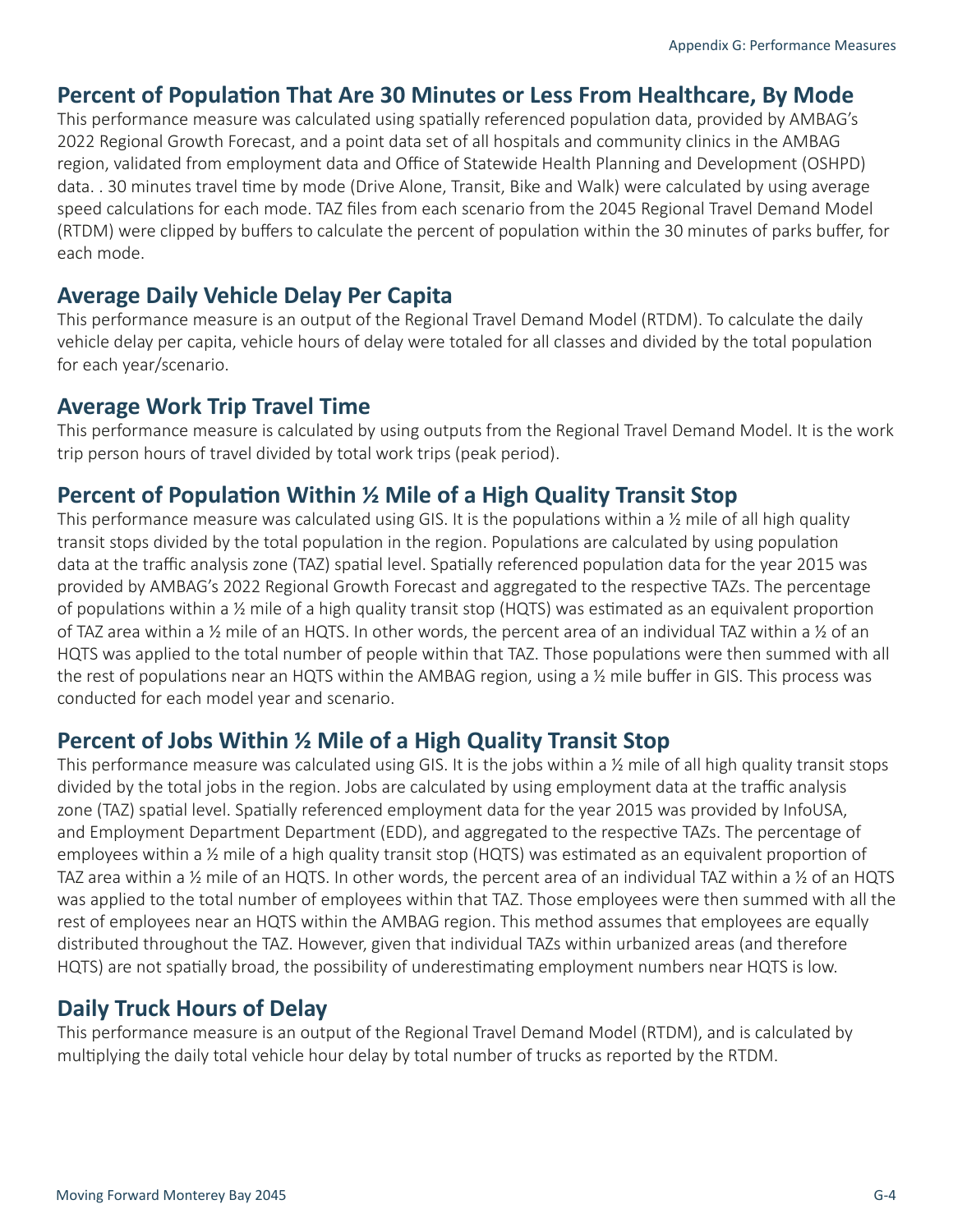## Percent of Population That Are 30 Minutes or Less From Healthcare, By Mode

This performance measure was calculated using spatially referenced population data, provided by AMBAG's 2022 Regional Growth Forecast, and a point data set of all hospitals and community clinics in the AMBAG region, validated from employment data and Office of Statewide Health Planning and Development (OSHPD) data. . 30 minutes travel time by mode (Drive Alone, Transit, Bike and Walk) were calculated by using average speed calculations for each mode. TAZ files from each scenario from the 2045 Regional Travel Demand Model (RTDM) were clipped by buffers to calculate the percent of population within the 30 minutes of parks buffer, for each mode.

## Average Daily Vehicle Delay Per Capita

This performance measure is an output of the Regional Travel Demand Model (RTDM). To calculate the daily vehicle delay per capita, vehicle hours of delay were totaled for all classes and divided by the total population for each year/scenario.

## Average Work Trip Travel Time

This performance measure is calculated by using outputs from the Regional Travel Demand Model. It is the work trip person hours of travel divided by total work trips (peak period).

## Percent of Population Within ½ Mile of a High Quality Transit Stop

This performance measure was calculated using GIS. It is the populations within a ½ mile of all high quality transit stops divided by the total population in the region. Populations are calculated by using population data at the traffic analysis zone (TAZ) spatial level. Spatially referenced population data for the year 2015 was provided by AMBAG's 2022 Regional Growth Forecast and aggregated to the respective TAZs. The percentage of populations within a ½ mile of a high quality transit stop (HQTS) was estimated as an equivalent proportion of TAZ area within a ½ mile of an HQTS. In other words, the percent area of an individual TAZ within a ½ of an HQTS was applied to the total number of people within that TAZ. Those populations were then summed with all the rest of populations near an HQTS within the AMBAG region, using a ½ mile buffer in GIS. This process was conducted for each model year and scenario.

## Percent of Jobs Within ½ Mile of a High Quality Transit Stop

This performance measure was calculated using GIS. It is the jobs within a ½ mile of all high quality transit stops divided by the total jobs in the region. Jobs are calculated by using employment data at the traffic analysis zone (TAZ) spatial level. Spatially referenced employment data for the year 2015 was provided by InfoUSA, and Employment Department Department (EDD), and aggregated to the respective TAZs. The percentage of employees within a ½ mile of a high quality transit stop (HQTS) was estimated as an equivalent proportion of TAZ area within a ½ mile of an HQTS. In other words, the percent area of an individual TAZ within a ½ of an HQTS was applied to the total number of employees within that TAZ. Those employees were then summed with all the rest of employees near an HQTS within the AMBAG region. This method assumes that employees are equally distributed throughout the TAZ. However, given that individual TAZs within urbanized areas (and therefore HQTS) are not spatially broad, the possibility of underestimating employment numbers near HQTS is low.

## Daily Truck Hours of Delay

This performance measure is an output of the Regional Travel Demand Model (RTDM), and is calculated by multiplying the daily total vehicle hour delay by total number of trucks as reported by the RTDM.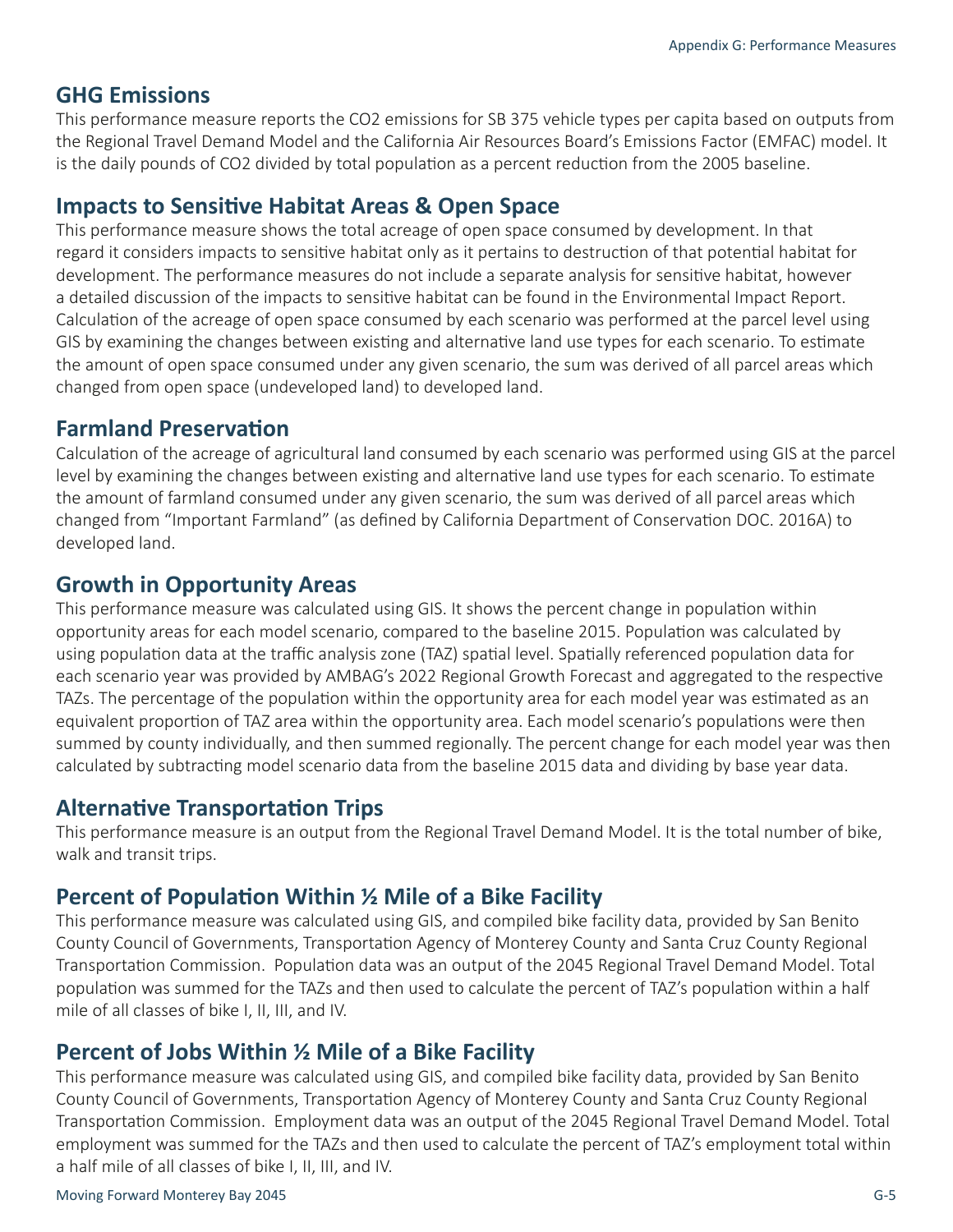## GHG Emissions

This performance measure reports the $CO_2$ emissions for SB 375 vehicle types per capita based on outputs from the Regional Travel Demand Model and the California Air Resources Board's Emissions Factor (EMFAC) model. It is the daily pounds of $CO_2$ divided by total population as a percent reduction from the 2005 baseline.

## Impacts to Sensitive Habitat Areas & Open Space

This performance measure shows the total acreage of open space consumed by development. In that regard it considers impacts to sensitive habitat only as it pertains to destruction of that potential habitat for development. The performance measures do not include a separate analysis for sensitive habitat, however a detailed discussion of the impacts to sensitive habitat can be found in the Environmental Impact Report. Calculation of the acreage of open space consumed by each scenario was performed at the parcel level using GIS by examining the changes between existing and alternative land use types for each scenario. To estimate the amount of open space consumed under any given scenario, the sum was derived of all parcel areas which changed from open space (undeveloped land) to developed land.

## Farmland Preservation

Calculation of the acreage of agricultural land consumed by each scenario was performed using GIS at the parcel level by examining the changes between existing and alternative land use types for each scenario. To estimate the amount of farmland consumed under any given scenario, the sum was derived of all parcel areas which changed from "Important Farmland" (as defined by California Department of Conservation DOC. 2016A) to developed land.

## Growth in Opportunity Areas

This performance measure was calculated using GIS. It shows the percent change in population within opportunity areas for each model scenario, compared to the baseline 2015. Population was calculated by using population data at the traffic analysis zone (TAZ) spatial level. Spatially referenced population data for each scenario year was provided by AMBAG's 2022 Regional Growth Forecast and aggregated to the respective TAZs. The percentage of the population within the opportunity area for each model year was estimated as an equivalent proportion of TAZ area within the opportunity area. Each model scenario's populations were then summed by county individually, and then summed regionally. The percent change for each model year was then calculated by subtracting model scenario data from the baseline 2015 data and dividing by base year data.

## Alternative Transportation Trips

This performance measure is an output from the Regional Travel Demand Model. It is the total number of bike, walk and transit trips.

## Percent of Population Within ½ Mile of a Bike Facility

This performance measure was calculated using GIS, and compiled bike facility data, provided by San Benito County Council of Governments, Transportation Agency of Monterey County and Santa Cruz County Regional Transportation Commission. Population data was an output of the 2045 Regional Travel Demand Model. Total population was summed for the TAZs and then used to calculate the percent of TAZ's population within a half mile of all classes of bike I, II, III, and IV.

## Percent of Jobs Within ½ Mile of a Bike Facility

This performance measure was calculated using GIS, and compiled bike facility data, provided by San Benito County Council of Governments, Transportation Agency of Monterey County and Santa Cruz County Regional Transportation Commission. Employment data was an output of the 2045 Regional Travel Demand Model. Total employment was summed for the TAZs and then used to calculate the percent of TAZ's employment total within a half mile of all classes of bike I, II, III, and IV.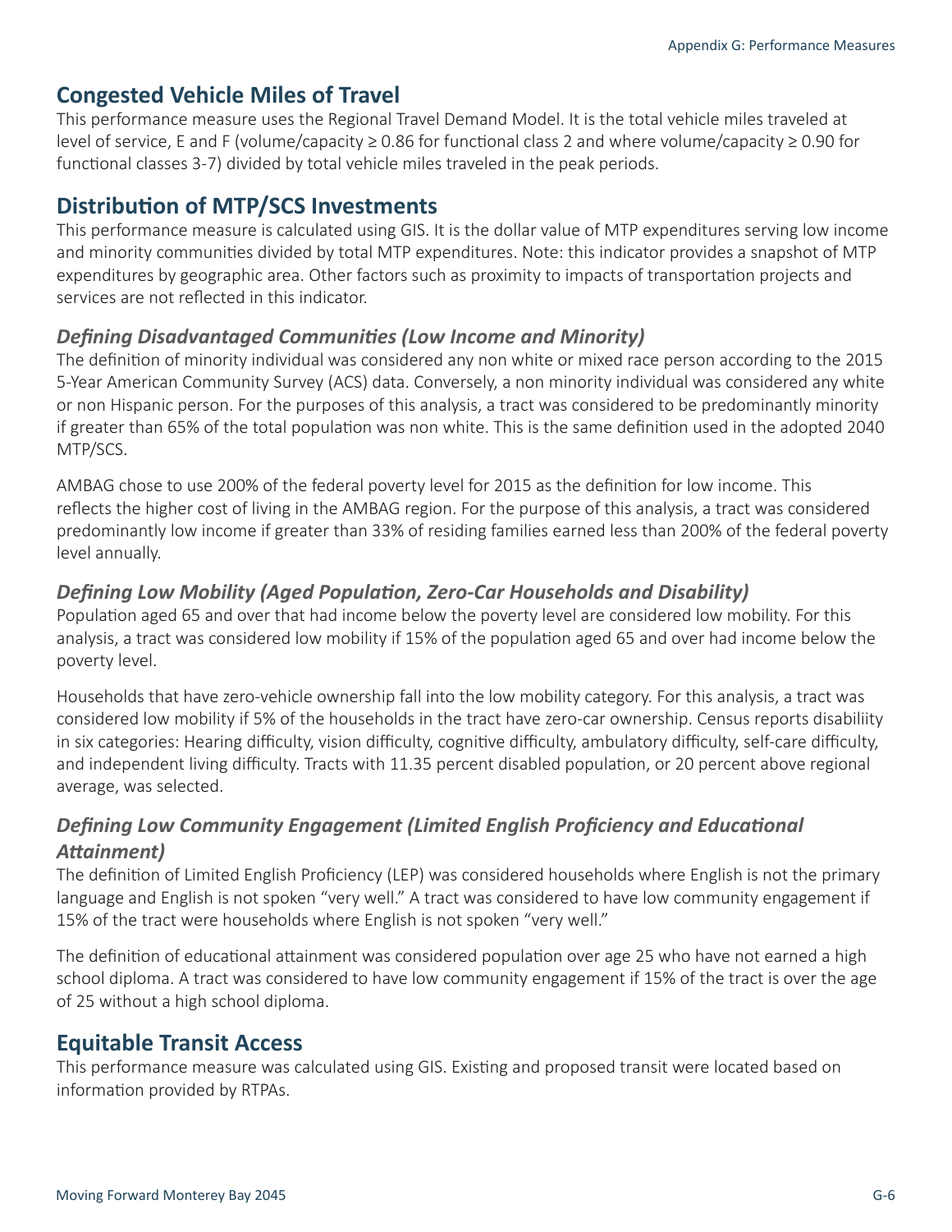## Congested Vehicle Miles of Travel

This performance measure uses the Regional Travel Demand Model. It is the total vehicle miles traveled at level of service, E and F (volume/capacity ≥ 0.86 for functional class 2 and where volume/capacity ≥ 0.90 for functional classes 3-7) divided by total vehicle miles traveled in the peak periods.

## Distribution of MTP/SCS Investments

This performance measure is calculated using GIS. It is the dollar value of MTP expenditures serving low income and minority communities divided by total MTP expenditures. Note: this indicator provides a snapshot of MTP expenditures by geographic area. Other factors such as proximity to impacts of transportation projects and services are not reflected in this indicator.

### *Defining Disadvantaged Communities (Low Income and Minority)*

The definition of minority individual was considered any non white or mixed race person according to the 2015 5-Year American Community Survey (ACS) data. Conversely, a non minority individual was considered any white or non Hispanic person. For the purposes of this analysis, a tract was considered to be predominantly minority if greater than 65% of the total population was non white. This is the same definition used in the adopted 2040 MTP/SCS.

AMBAG chose to use 200% of the federal poverty level for 2015 as the definition for low income. This reflects the higher cost of living in the AMBAG region. For the purpose of this analysis, a tract was considered predominantly low income if greater than 33% of residing families earned less than 200% of the federal poverty level annually.

### *Defining Low Mobility (Aged Population, Zero-Car Households and Disability)*

Population aged 65 and over that had income below the poverty level are considered low mobility. For this analysis, a tract was considered low mobility if 15% of the population aged 65 and over had income below the poverty level.

Households that have zero-vehicle ownership fall into the low mobility category. For this analysis, a tract was considered low mobility if 5% of the households in the tract have zero-car ownership. Census reports disabiliity in six categories: Hearing difficulty, vision difficulty, cognitive difficulty, ambulatory difficulty, self-care difficulty, and independent living difficulty. Tracts with 11.35 percent disabled population, or 20 percent above regional average, was selected.

### *Defining Low Community Engagement (Limited English Proficiency and Educational Attainment)*

The definition of Limited English Proficiency (LEP) was considered households where English is not the primary language and English is not spoken "very well." A tract was considered to have low community engagement if 15% of the tract were households where English is not spoken "very well."

The definition of educational attainment was considered population over age 25 who have not earned a high school diploma. A tract was considered to have low community engagement if 15% of the tract is over the age of 25 without a high school diploma.

## Equitable Transit Access

This performance measure was calculated using GIS. Existing and proposed transit were located based on information provided by RTPAs.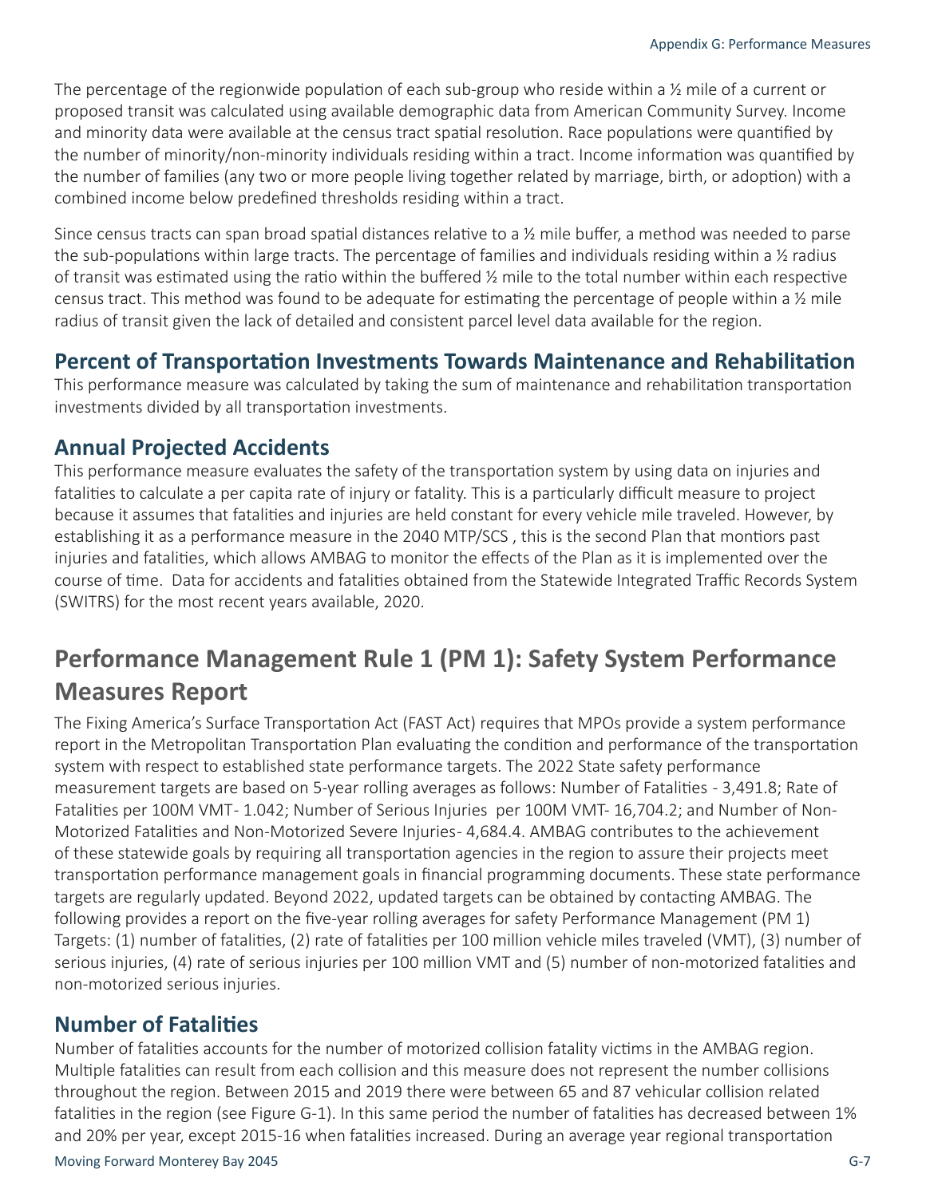The percentage of the regionwide population of each sub-group who reside within a ½ mile of a current or proposed transit was calculated using available demographic data from American Community Survey. Income and minority data were available at the census tract spatial resolution. Race populations were quantified by the number of minority/non-minority individuals residing within a tract. Income information was quantified by the number of families (any two or more people living together related by marriage, birth, or adoption) with a combined income below predefined thresholds residing within a tract.

Since census tracts can span broad spatial distances relative to a ½ mile buffer, a method was needed to parse the sub-populations within large tracts. The percentage of families and individuals residing within a ½ radius of transit was estimated using the ratio within the buffered ½ mile to the total number within each respective census tract. This method was found to be adequate for estimating the percentage of people within a ½ mile radius of transit given the lack of detailed and consistent parcel level data available for the region.

### Percent of Transportation Investments Towards Maintenance and Rehabilitation

This performance measure was calculated by taking the sum of maintenance and rehabilitation transportation investments divided by all transportation investments.

### Annual Projected Accidents

This performance measure evaluates the safety of the transportation system by using data on injuries and fatalities to calculate a per capita rate of injury or fatality. This is a particularly difficult measure to project because it assumes that fatalities and injuries are held constant for every vehicle mile traveled. However, by establishing it as a performance measure in the 2040 MTP/SCS , this is the second Plan that montiors past injuries and fatalities, which allows AMBAG to monitor the effects of the Plan as it is implemented over the course of time. Data for accidents and fatalities obtained from the Statewide Integrated Traffic Records System (SWITRS) for the most recent years available, 2020.

## Performance Management Rule 1 (PM 1): Safety System Performance Measures Report

The Fixing America's Surface Transportation Act (FAST Act) requires that MPOs provide a system performance report in the Metropolitan Transportation Plan evaluating the condition and performance of the transportation system with respect to established state performance targets. The 2022 State safety performance measurement targets are based on 5-year rolling averages as follows: Number of Fatalities - 3,491.8; Rate of Fatalities per 100M VMT- 1.042; Number of Serious Injuries per 100M VMT- 16,704.2; and Number of Non-Motorized Fatalities and Non-Motorized Severe Injuries- 4,684.4. AMBAG contributes to the achievement of these statewide goals by requiring all transportation agencies in the region to assure their projects meet transportation performance management goals in financial programming documents. These state performance targets are regularly updated. Beyond 2022, updated targets can be obtained by contacting AMBAG. The following provides a report on the five-year rolling averages for safety Performance Management (PM 1) Targets: (1) number of fatalities, (2) rate of fatalities per 100 million vehicle miles traveled (VMT), (3) number of serious injuries, (4) rate of serious injuries per 100 million VMT and (5) number of non-motorized fatalities and non-motorized serious injuries.

### Number of Fatalities

Number of fatalities accounts for the number of motorized collision fatality victims in the AMBAG region. Multiple fatalities can result from each collision and this measure does not represent the number collisions throughout the region. Between 2015 and 2019 there were between 65 and 87 vehicular collision related fatalities in the region (see Figure G-1). In this same period the number of fatalities has decreased between 1% and 20% per year, except 2015-16 when fatalities increased. During an average year regional transportation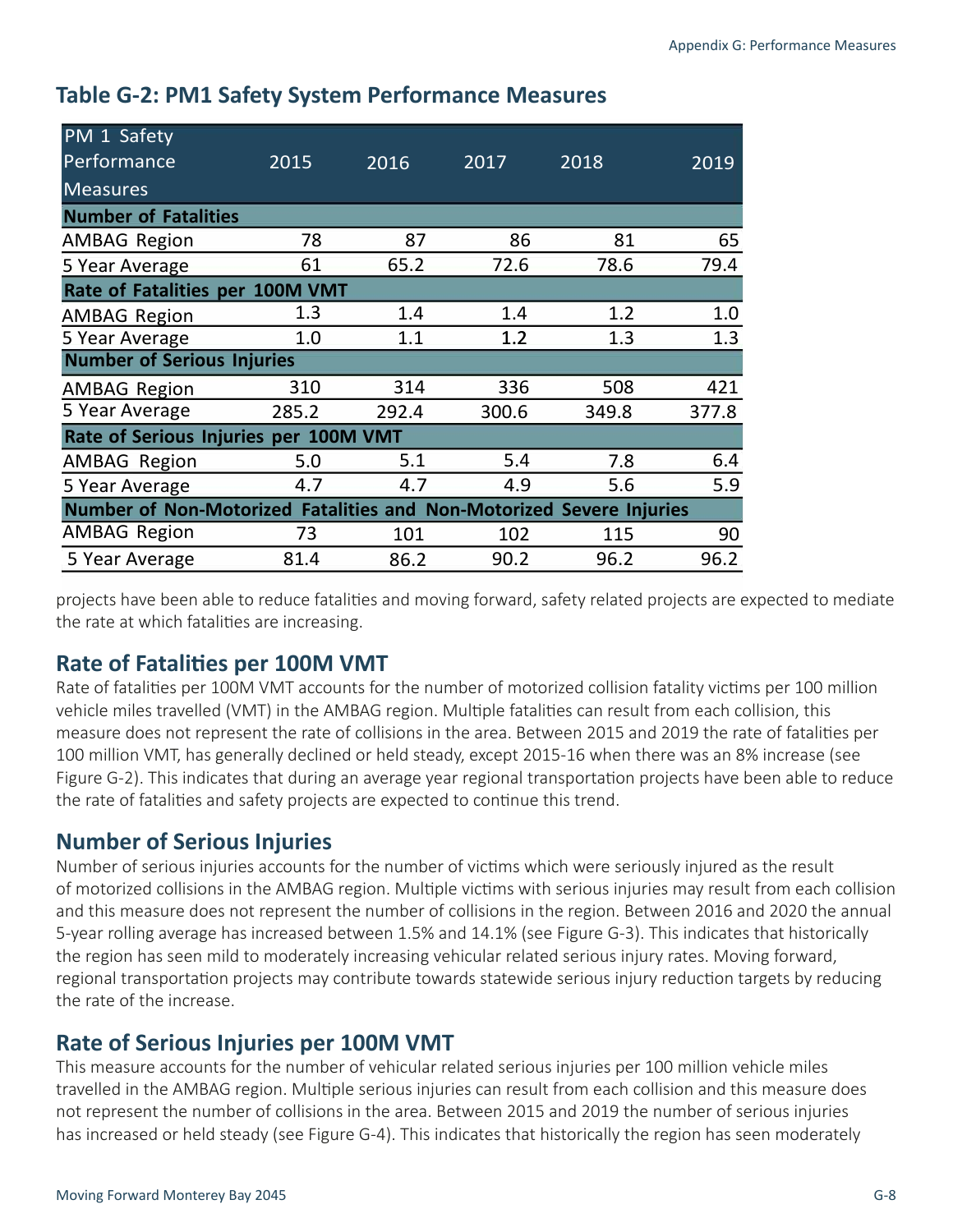## Table G-2: PM1 Safety System Performance Measures

| PM 1 Safety Performance Measures | 2015 | 2016 | 2017 | 2018 | 2019 |
|---|---|---|---|---|---|
| **Number of Fatalities** | | | | | |
| AMBAG Region | 78 | 87 | 86 | 81 | 65 |
| 5 Year Average | 61 | 65.2 | 72.6 | 78.6 | 79.4 |
| **Rate of Fatalities per 100M VMT** | | | | | |
| AMBAG Region | 1.3 | 1.4 | 1.4 | 1.2 | 1.0 |
| 5 Year Average | 1.0 | 1.1 | 1.2 | 1.3 | 1.3 |
| **Number of Serious Injuries** | | | | | |
| AMBAG Region | 310 | 314 | 336 | 508 | 421 |
| 5 Year Average | 285.2 | 292.4 | 300.6 | 349.8 | 377.8 |
| **Rate of Serious Injuries per 100M VMT** | | | | | |
| AMBAG Region | 5.0 | 5.1 | 5.4 | 7.8 | 6.4 |
| 5 Year Average | 4.7 | 4.7 | 4.9 | 5.6 | 5.9 |
| **Number of Non-Motorized Fatalities and Non-Motorized Severe Injuries** | | | | | |
| AMBAG Region | 73 | 101 | 102 | 115 | 90 |
| 5 Year Average | 81.4 | 86.2 | 90.2 | 96.2 | 96.2 |

projects have been able to reduce fatalities and moving forward, safety related projects are expected to mediate the rate at which fatalities are increasing.

## Rate of Fatalities per 100M VMT

Rate of fatalities per 100M VMT accounts for the number of motorized collision fatality victims per 100 million vehicle miles travelled (VMT) in the AMBAG region. Multiple fatalities can result from each collision, this measure does not represent the rate of collisions in the area. Between 2015 and 2019 the rate of fatalities per 100 million VMT, has generally declined or held steady, except 2015-16 when there was an 8% increase (see Figure G-2). This indicates that during an average year regional transportation projects have been able to reduce the rate of fatalities and safety projects are expected to continue this trend.

## Number of Serious Injuries

Number of serious injuries accounts for the number of victims which were seriously injured as the result of motorized collisions in the AMBAG region. Multiple victims with serious injuries may result from each collision and this measure does not represent the number of collisions in the region. Between 2016 and 2020 the annual 5-year rolling average has increased between 1.5% and 14.1% (see Figure G-3). This indicates that historically the region has seen mild to moderately increasing vehicular related serious injury rates. Moving forward, regional transportation projects may contribute towards statewide serious injury reduction targets by reducing the rate of the increase.

## Rate of Serious Injuries per 100M VMT

This measure accounts for the number of vehicular related serious injuries per 100 million vehicle miles travelled in the AMBAG region. Multiple serious injuries can result from each collision and this measure does not represent the number of collisions in the area. Between 2015 and 2019 the number of serious injuries has increased or held steady (see Figure G-4). This indicates that historically the region has seen moderately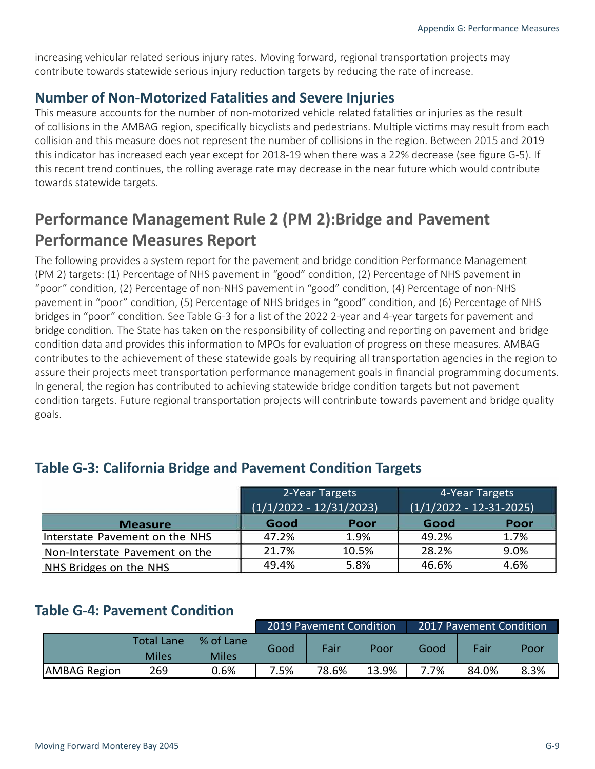increasing vehicular related serious injury rates. Moving forward, regional transportation projects may contribute towards statewide serious injury reduction targets by reducing the rate of increase.

### Number of Non-Motorized Fatalities and Severe Injuries

This measure accounts for the number of non-motorized vehicle related fatalities or injuries as the result of collisions in the AMBAG region, specifically bicyclists and pedestrians. Multiple victims may result from each collision and this measure does not represent the number of collisions in the region. Between 2015 and 2019 this indicator has increased each year except for 2018-19 when there was a 22% decrease (see figure G-5). If this recent trend continues, the rolling average rate may decrease in the near future which would contribute towards statewide targets.

## Performance Management Rule 2 (PM 2):Bridge and Pavement Performance Measures Report

The following provides a system report for the pavement and bridge condition Performance Management (PM 2) targets: (1) Percentage of NHS pavement in “good” condition, (2) Percentage of NHS pavement in “poor” condition, (2) Percentage of non-NHS pavement in “good” condition, (4) Percentage of non-NHS pavement in “poor” condition, (5) Percentage of NHS bridges in “good” condition, and (6) Percentage of NHS bridges in “poor” condition. See Table G-3 for a list of the 2022 2-year and 4-year targets for pavement and bridge condition. The State has taken on the responsibility of collecting and reporting on pavement and bridge condition data and provides this information to MPOs for evaluation of progress on these measures. AMBAG contributes to the achievement of these statewide goals by requiring all transportation agencies in the region to assure their projects meet transportation performance management goals in financial programming documents. In general, the region has contributed to achieving statewide bridge condition targets but not pavement condition targets. Future regional transportation projects will contrinbute towards pavement and bridge quality goals.

### Table G-3: California Bridge and Pavement Condition Targets

| | 2-Year Targets (1/1/2022 - 12/31/2023) | | 4-Year Targets (1/1/2022 - 12-31-2025) | |
|---|---|---|---|---|
| **Measure** | **Good** | **Poor** | **Good** | **Poor** |
| Interstate Pavement on the NHS | 47.2% | 1.9% | 49.2% | 1.7% |
| Non-Interstate Pavement on the | 21.7% | 10.5% | 28.2% | 9.0% |
| NHS Bridges on the NHS | 49.4% | 5.8% | 46.6% | 4.6% |

### Table G-4: Pavement Condition

| | | | 2019 Pavement Condition | | | 2017 Pavement Condition | | |
|---|---|---|---|---|---|---|---|---|
| | Total Lane Miles | % of Lane Miles | Good | Fair | Poor | Good | Fair | Poor |
| AMBAG Region | 269 | 0.6% | 7.5% | 78.6% | 13.9% | 7.7% | 84.0% | 8.3% |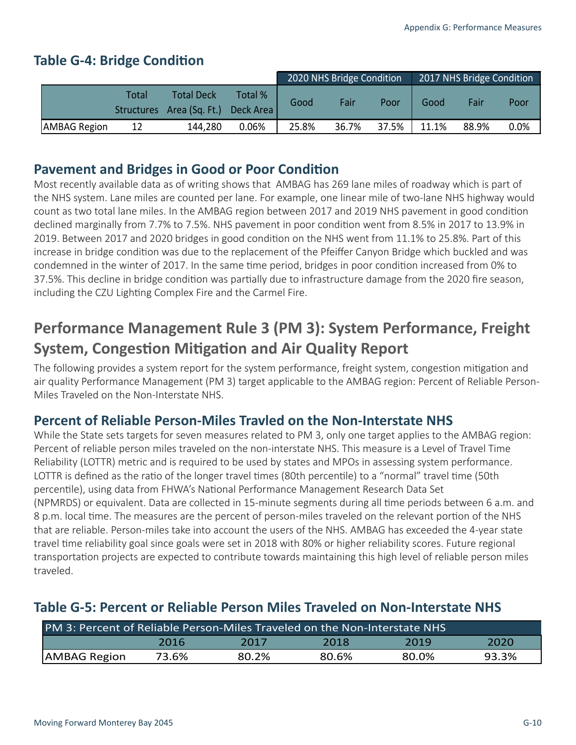## Table G-4: Bridge Condition

| | Total Structures | Total Deck Area (Sq. Ft.) | Total % Deck Area | 2020 NHS Bridge Condition | | | 2017 NHS Bridge Condition | | |
|---|---|---|---|---|---|---|---|---|---|
| | | | | Good | Fair | Poor | Good | Fair | Poor |
| AMBAG Region | 12 | 144,280 | 0.06% | 25.8% | 36.7% | 37.5% | 11.1% | 88.9% | 0.0% |

## Pavement and Bridges in Good or Poor Condition

Most recently available data as of writing shows that AMBAG has 269 lane miles of roadway which is part of the NHS system. Lane miles are counted per lane. For example, one linear mile of two-lane NHS highway would count as two total lane miles. In the AMBAG region between 2017 and 2019 NHS pavement in good condition declined marginally from 7.7% to 7.5%. NHS pavement in poor condition went from 8.5% in 2017 to 13.9% in 2019. Between 2017 and 2020 bridges in good condition on the NHS went from 11.1% to 25.8%. Part of this increase in bridge condition was due to the replacement of the Pfeiffer Canyon Bridge which buckled and was condemned in the winter of 2017. In the same time period, bridges in poor condition increased from 0% to 37.5%. This decline in bridge condition was partially due to infrastructure damage from the 2020 fire season, including the CZU Lighting Complex Fire and the Carmel Fire.

# Performance Management Rule 3 (PM 3): System Performance, Freight System, Congestion Mitigation and Air Quality Report

The following provides a system report for the system performance, freight system, congestion mitigation and air quality Performance Management (PM 3) target applicable to the AMBAG region: Percent of Reliable Person-Miles Traveled on the Non-Interstate NHS.

## Percent of Reliable Person-Miles Travled on the Non-Interstate NHS

While the State sets targets for seven measures related to PM 3, only one target applies to the AMBAG region: Percent of reliable person miles traveled on the non-interstate NHS. This measure is a Level of Travel Time Reliability (LOTTR) metric and is required to be used by states and MPOs in assessing system performance. LOTTR is defined as the ratio of the longer travel times (80th percentile) to a "normal" travel time (50th percentile), using data from FHWA's National Performance Management Research Data Set (NPMRDS) or equivalent. Data are collected in 15-minute segments during all time periods between 6 a.m. and 8 p.m. local time. The measures are the percent of person-miles traveled on the relevant portion of the NHS that are reliable. Person-miles take into account the users of the NHS. AMBAG has exceeded the 4-year state travel time reliability goal since goals were set in 2018 with 80% or higher reliability scores. Future regional transportation projects are expected to contribute towards maintaining this high level of reliable person miles traveled.

## Table G-5: Percent or Reliable Person Miles Traveled on Non-Interstate NHS

| PM 3: Percent of Reliable Person-Miles Traveled on the Non-Interstate NHS | | | | | |
|---|---|---|---|---|---|
| | 2016 | 2017 | 2018 | 2019 | 2020 |
| AMBAG Region | 73.6% | 80.2% | 80.6% | 80.0% | 93.3% |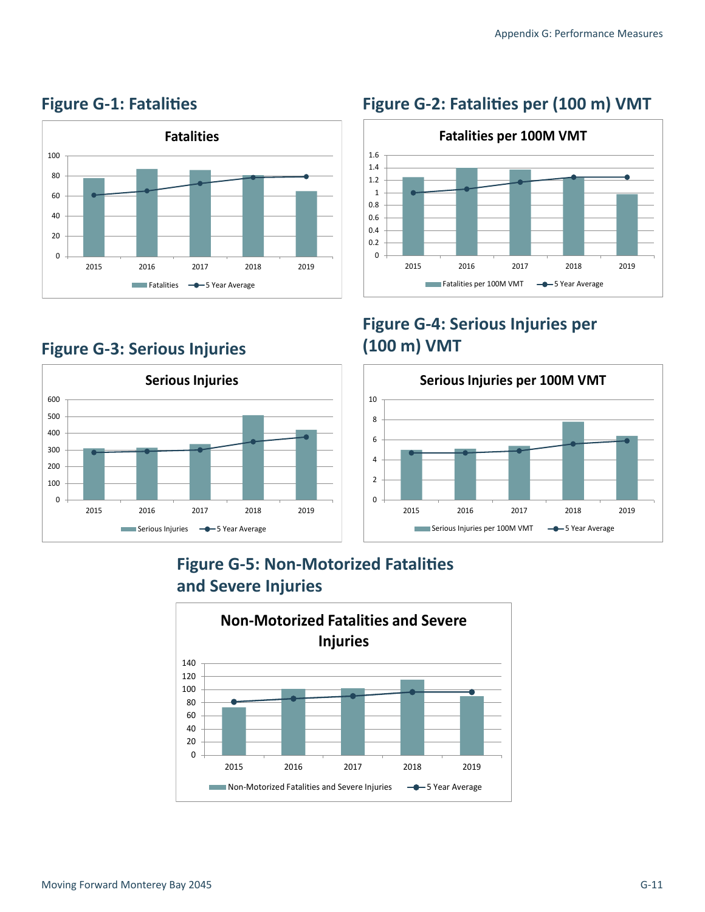## Figure G-1: Fatalities

**Fatalities**

Legend: Fatalities, 5 Year Average

Years: 2015, 2016, 2017, 2018, 2019

## Figure G-2: Fatalities per (100 m) VMT

**Fatalities per 100M VMT**

Legend: Fatalities per 100M VMT, 5 Year Average

Years: 2015, 2016, 2017, 2018, 2019

## Figure G-3: Serious Injuries

**Serious Injuries**

Legend: Serious Injuries, 5 Year Average

Years: 2015, 2016, 2017, 2018, 2019

## Figure G-4: Serious Injuries per (100 m) VMT

**Serious Injuries per 100M VMT**

Legend: Serious Injuries per 100M VMT, 5 Year Average

Years: 2015, 2016, 2017, 2018, 2019

## Figure G-5: Non-Motorized Fatalities and Severe Injuries

**Non-Motorized Fatalities and Severe Injuries**

Legend: Non-Motorized Fatalities and Severe Injuries, 5 Year Average

Years: 2015, 2016, 2017, 2018, 2019